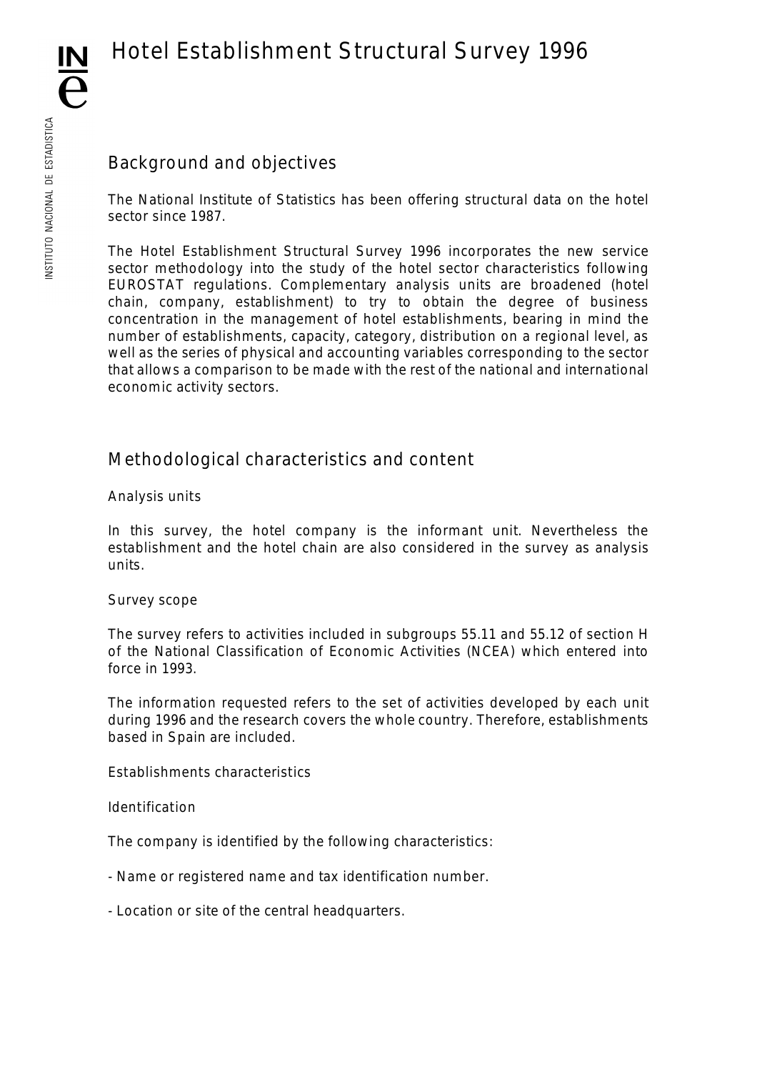# Hotel Establishment Structural Survey 1996

## Background and objectives

The National Institute of Statistics has been offering structural data on the hotel sector since 1987.

The Hotel Establishment Structural Survey 1996 incorporates the new service sector methodology into the study of the hotel sector characteristics following EUROSTAT regulations. Complementary analysis units are broadened (hotel chain, company, establishment) to try to obtain the degree of business concentration in the management of hotel establishments, bearing in mind the number of establishments, capacity, category, distribution on a regional level, as well as the series of physical and accounting variables corresponding to the sector that allows a comparison to be made with the rest of the national and international economic activity sectors.

## Methodological characteristics and content

### Analysis units

In this survey, the hotel company is the informant unit. Nevertheless the establishment and the hotel chain are also considered in the survey as analysis units.

### Survey scope

The survey refers to activities included in subgroups 55.11 and 55.12 of section H of the National Classification of Economic Activities (NCEA) which entered into force in 1993.

The information requested refers to the set of activities developed by each unit during 1996 and the research covers the whole country. Therefore, establishments based in Spain are included.

### Establishments characteristics

#### Identification

The company is identified by the following characteristics:

- Name or registered name and tax identification number.

- Location or site of the central headquarters.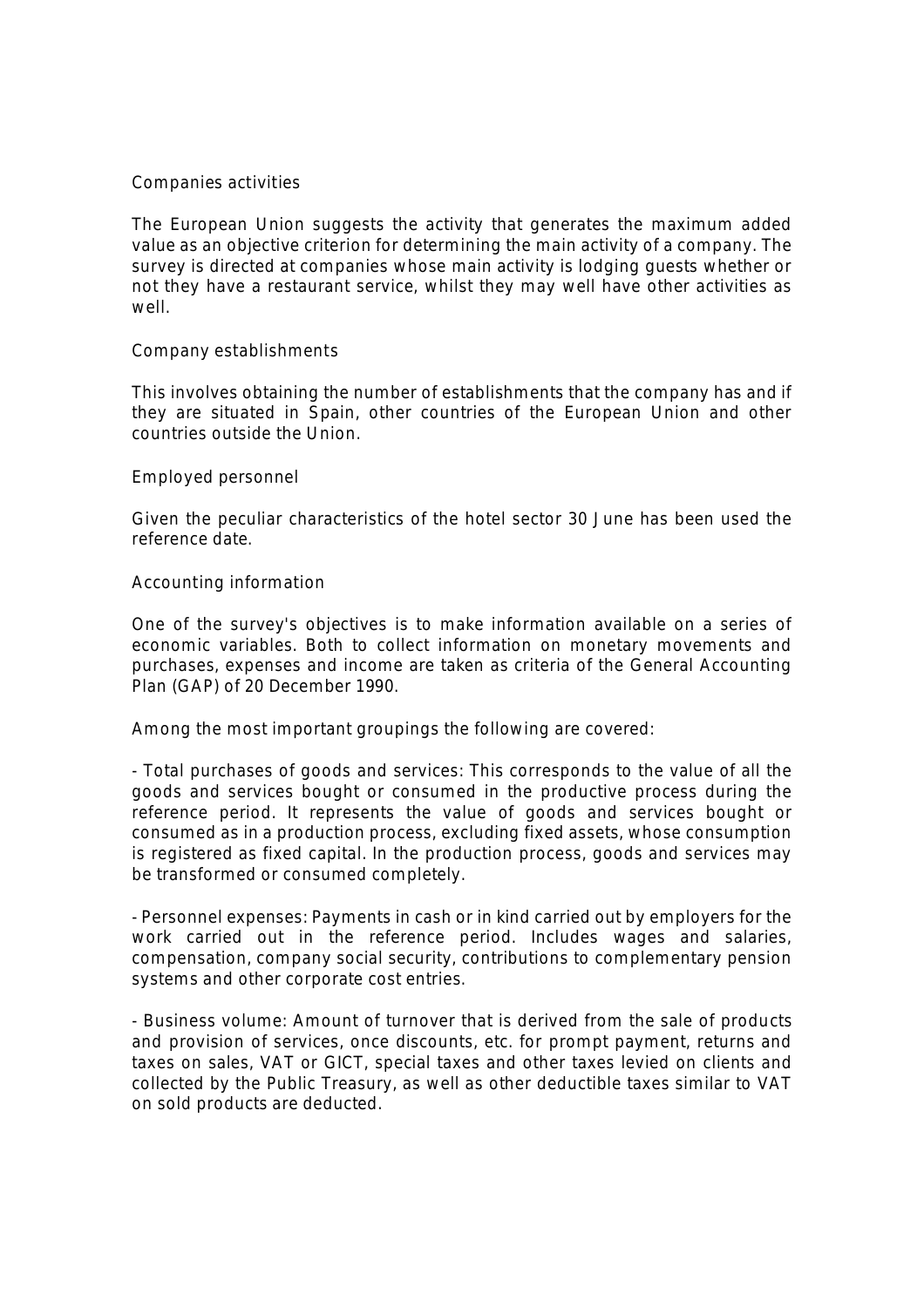## Companies activities

The European Union suggests the activity that generates the maximum added value as an objective criterion for determining the main activity of a company. The survey is directed at companies whose main activity is lodging guests whether or not they have a restaurant service, whilst they may well have other activities as well.

## Company establishments

This involves obtaining the number of establishments that the company has and if they are situated in Spain, other countries of the European Union and other countries outside the Union.

## Employed personnel

Given the peculiar characteristics of the hotel sector 30 June has been used the reference date.

## Accounting information

One of the survey's objectives is to make information available on a series of economic variables. Both to collect information on monetary movements and purchases, expenses and income are taken as criteria of the General Accounting Plan (GAP) of 20 December 1990.

Among the most important groupings the following are covered:

- Total purchases of goods and services: This corresponds to the value of all the goods and services bought or consumed in the productive process during the reference period. It represents the value of goods and services bought or consumed as in a production process, excluding fixed assets, whose consumption is registered as fixed capital. In the production process, goods and services may be transformed or consumed completely.

- Personnel expenses: Payments in cash or in kind carried out by employers for the work carried out in the reference period. Includes wages and salaries, compensation, company social security, contributions to complementary pension systems and other corporate cost entries.

- Business volume: Amount of turnover that is derived from the sale of products and provision of services, once discounts, etc. for prompt payment, returns and taxes on sales, VAT or GICT, special taxes and other taxes levied on clients and collected by the Public Treasury, as well as other deductible taxes similar to VAT on sold products are deducted.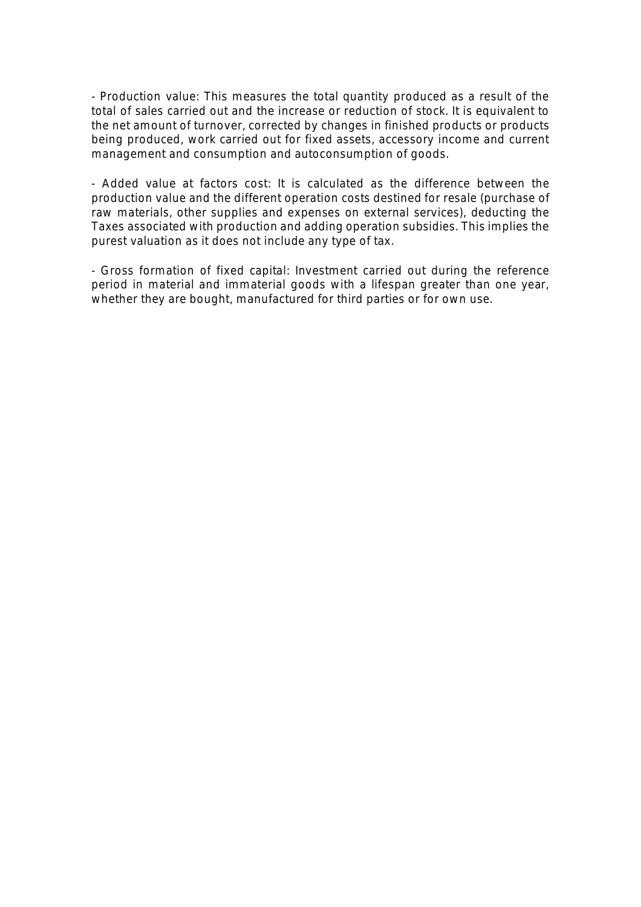- Production value: This measures the total quantity produced as a result of the total of sales carried out and the increase or reduction of stock. It is equivalent to the net amount of turnover, corrected by changes in finished products or products being produced, work carried out for fixed assets, accessory income and current management and consumption and autoconsumption of goods.

- Added value at factors cost: It is calculated as the difference between the production value and the different operation costs destined for resale (purchase of raw materials, other supplies and expenses on external services), deducting the Taxes associated with production and adding operation subsidies. This implies the purest valuation as it does not include any type of tax.

- Gross formation of fixed capital: Investment carried out during the reference period in material and immaterial goods with a lifespan greater than one year, whether they are bought, manufactured for third parties or for own use.